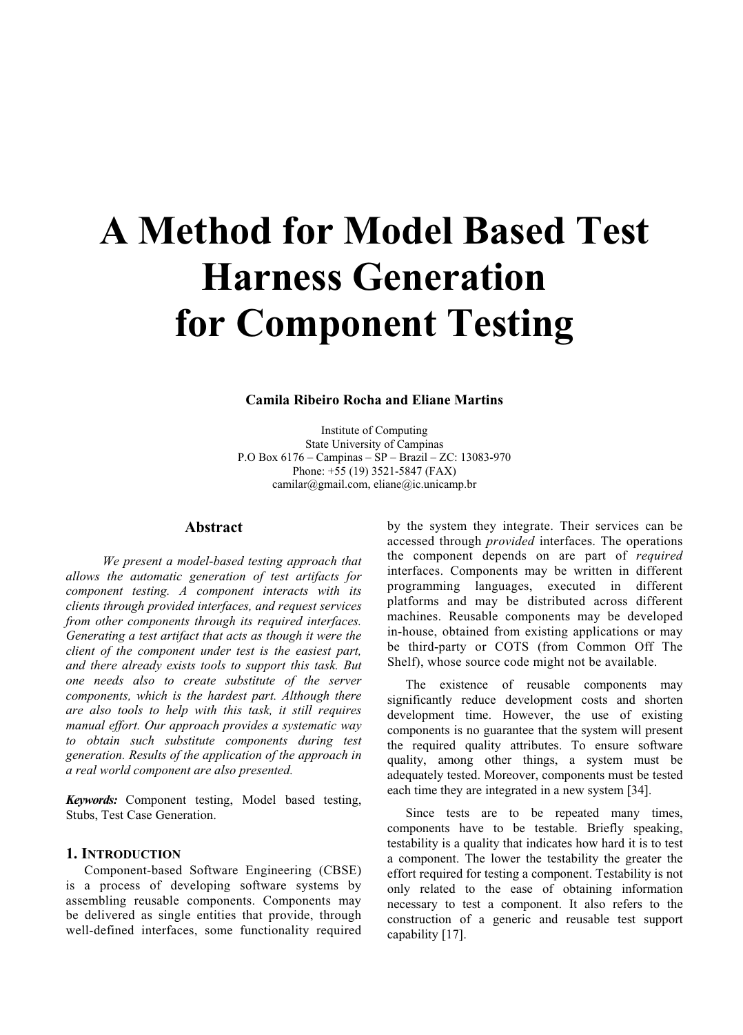# A Method for Model Based Test Harness Generation for Component Testing

**Camila Ribeiro Rocha and Eliane Martins**

Institute of Computing
State University of Campinas
P.O Box 6176 – Campinas – SP – Brazil – ZC: 13083-970
Phone: +55 (19) 3521-5847 (FAX)
camilar@gmail.com, eliane@ic.unicamp.br

## Abstract

*We present a model-based testing approach that allows the automatic generation of test artifacts for component testing. A component interacts with its clients through provided interfaces, and request services from other components through its required interfaces. Generating a test artifact that acts as though it were the client of the component under test is the easiest part, and there already exists tools to support this task. But one needs also to create substitute of the server components, which is the hardest part. Although there are also tools to help with this task, it still requires manual effort. Our approach provides a systematic way to obtain such substitute components during test generation. Results of the application of the approach in a real world component are also presented.*

***Keywords:*** Component testing, Model based testing, Stubs, Test Case Generation.

## 1. Introduction

Component-based Software Engineering (CBSE) is a process of developing software systems by assembling reusable components. Components may be delivered as single entities that provide, through well-defined interfaces, some functionality required by the system they integrate. Their services can be accessed through *provided* interfaces. The operations the component depends on are part of *required* interfaces. Components may be written in different programming languages, executed in different platforms and may be distributed across different machines. Reusable components may be developed in-house, obtained from existing applications or may be third-party or COTS (from Common Off The Shelf), whose source code might not be available.

The existence of reusable components may significantly reduce development costs and shorten development time. However, the use of existing components is no guarantee that the system will present the required quality attributes. To ensure software quality, among other things, a system must be adequately tested. Moreover, components must be tested each time they are integrated in a new system [34].

Since tests are to be repeated many times, components have to be testable. Briefly speaking, testability is a quality that indicates how hard it is to test a component. The lower the testability the greater the effort required for testing a component. Testability is not only related to the ease of obtaining information necessary to test a component. It also refers to the construction of a generic and reusable test support capability [17].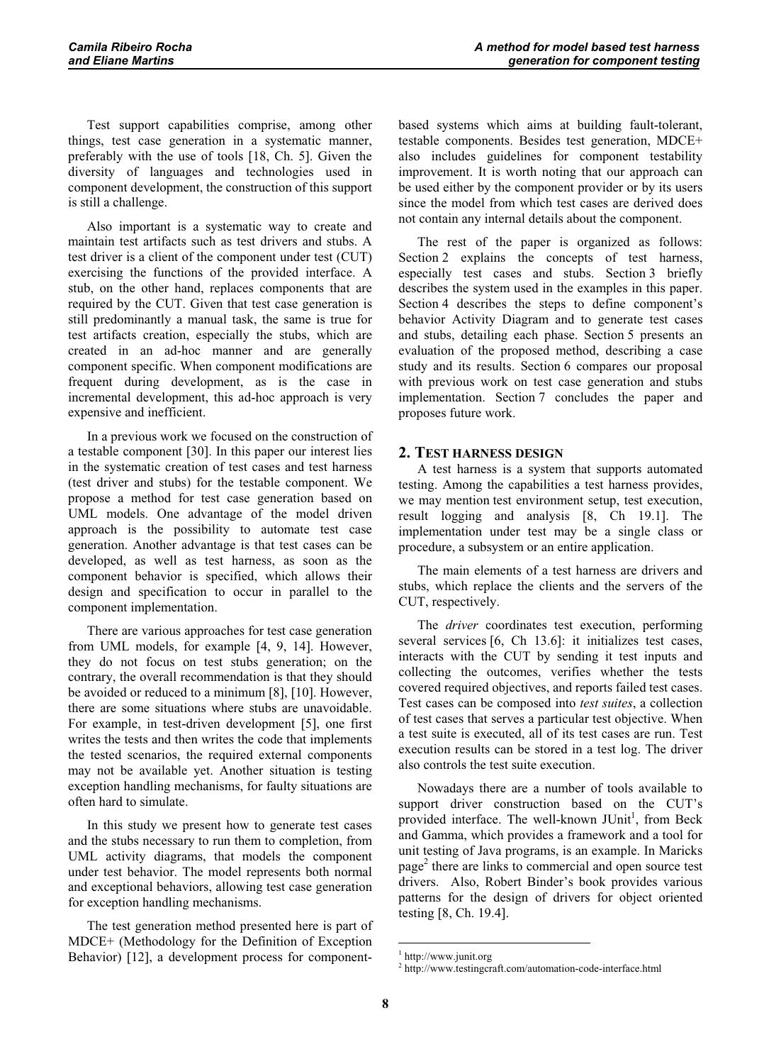Test support capabilities comprise, among other things, test case generation in a systematic manner, preferably with the use of tools [18, Ch. 5]. Given the diversity of languages and technologies used in component development, the construction of this support is still a challenge.

Also important is a systematic way to create and maintain test artifacts such as test drivers and stubs. A test driver is a client of the component under test (CUT) exercising the functions of the provided interface. A stub, on the other hand, replaces components that are required by the CUT. Given that test case generation is still predominantly a manual task, the same is true for test artifacts creation, especially the stubs, which are created in an ad-hoc manner and are generally component specific. When component modifications are frequent during development, as is the case in incremental development, this ad-hoc approach is very expensive and inefficient.

In a previous work we focused on the construction of a testable component [30]. In this paper our interest lies in the systematic creation of test cases and test harness (test driver and stubs) for the testable component. We propose a method for test case generation based on UML models. One advantage of the model driven approach is the possibility to automate test case generation. Another advantage is that test cases can be developed, as well as test harness, as soon as the component behavior is specified, which allows their design and specification to occur in parallel to the component implementation.

There are various approaches for test case generation from UML models, for example [4, 9, 14]. However, they do not focus on test stubs generation; on the contrary, the overall recommendation is that they should be avoided or reduced to a minimum [8], [10]. However, there are some situations where stubs are unavoidable. For example, in test-driven development [5], one first writes the tests and then writes the code that implements the tested scenarios, the required external components may not be available yet. Another situation is testing exception handling mechanisms, for faulty situations are often hard to simulate.

In this study we present how to generate test cases and the stubs necessary to run them to completion, from UML activity diagrams, that models the component under test behavior. The model represents both normal and exceptional behaviors, allowing test case generation for exception handling mechanisms.

The test generation method presented here is part of MDCE+ (Methodology for the Definition of Exception Behavior) [12], a development process for component-based systems which aims at building fault-tolerant, testable components. Besides test generation, MDCE+ also includes guidelines for component testability improvement. It is worth noting that our approach can be used either by the component provider or by its users since the model from which test cases are derived does not contain any internal details about the component.

The rest of the paper is organized as follows: Section 2 explains the concepts of test harness, especially test cases and stubs. Section 3 briefly describes the system used in the examples in this paper. Section 4 describes the steps to define component's behavior Activity Diagram and to generate test cases and stubs, detailing each phase. Section 5 presents an evaluation of the proposed method, describing a case study and its results. Section 6 compares our proposal with previous work on test case generation and stubs implementation. Section 7 concludes the paper and proposes future work.

## 2. Test harness design

A test harness is a system that supports automated testing. Among the capabilities a test harness provides, we may mention test environment setup, test execution, result logging and analysis [8, Ch 19.1]. The implementation under test may be a single class or procedure, a subsystem or an entire application.

The main elements of a test harness are drivers and stubs, which replace the clients and the servers of the CUT, respectively.

The *driver* coordinates test execution, performing several services [6, Ch 13.6]: it initializes test cases, interacts with the CUT by sending it test inputs and collecting the outcomes, verifies whether the tests covered required objectives, and reports failed test cases. Test cases can be composed into *test suites*, a collection of test cases that serves a particular test objective. When a test suite is executed, all of its test cases are run. Test execution results can be stored in a test log. The driver also controls the test suite execution.

Nowadays there are a number of tools available to support driver construction based on the CUT's provided interface. The well-known JUnit[1], from Beck and Gamma, which provides a framework and a tool for unit testing of Java programs, is an example. In Maricks page[2] there are links to commercial and open source test drivers. Also, Robert Binder's book provides various patterns for the design of drivers for object oriented testing [8, Ch. 19.4].

[1] http://www.junit.org
[2] http://www.testingcraft.com/automation-code-interface.html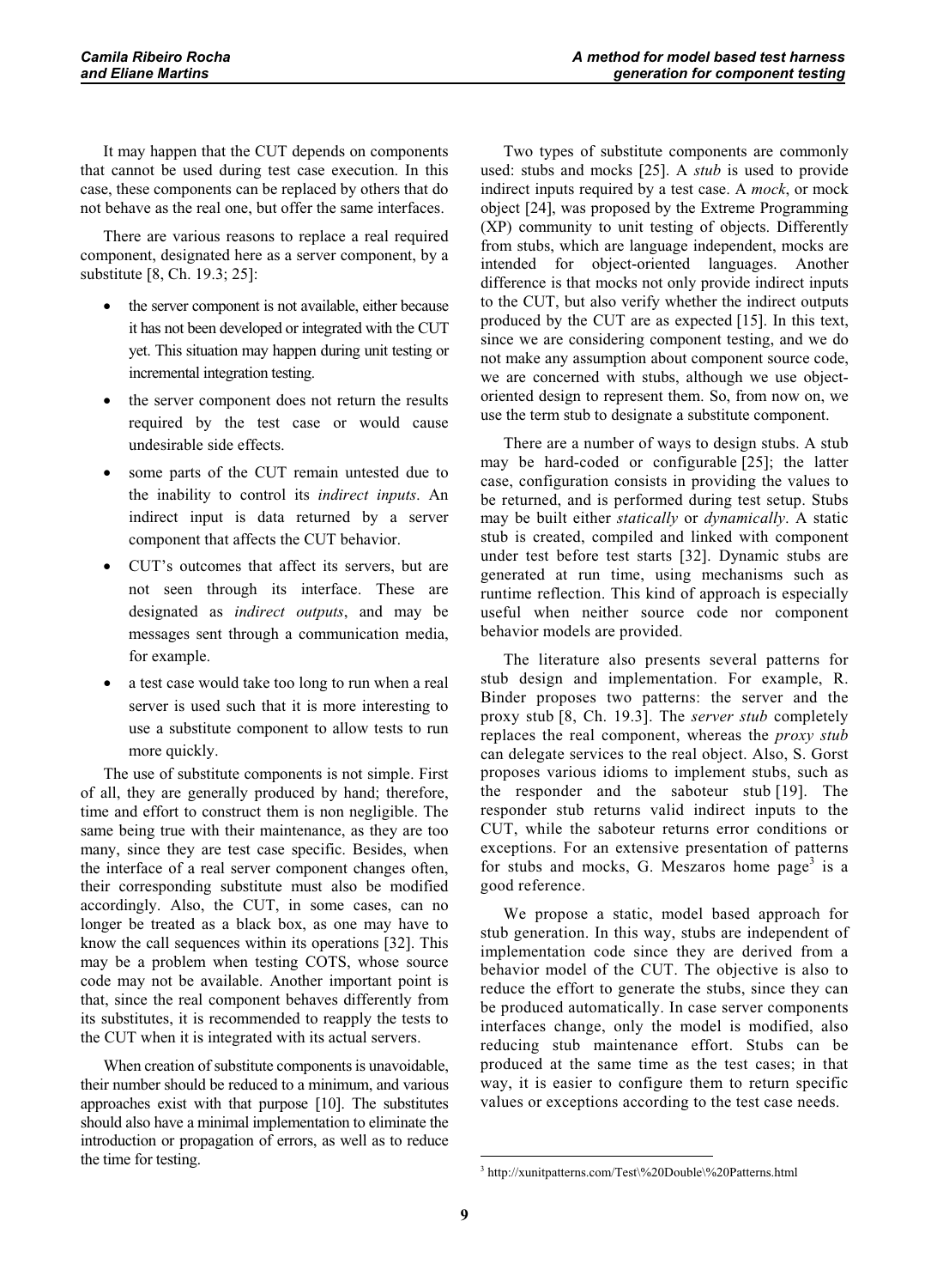It may happen that the CUT depends on components that cannot be used during test case execution. In this case, these components can be replaced by others that do not behave as the real one, but offer the same interfaces.

There are various reasons to replace a real required component, designated here as a server component, by a substitute [8, Ch. 19.3; 25]:

- the server component is not available, either because it has not been developed or integrated with the CUT yet. This situation may happen during unit testing or incremental integration testing.
- the server component does not return the results required by the test case or would cause undesirable side effects.
- some parts of the CUT remain untested due to the inability to control its *indirect inputs*. An indirect input is data returned by a server component that affects the CUT behavior.
- CUT's outcomes that affect its servers, but are not seen through its interface. These are designated as *indirect outputs*, and may be messages sent through a communication media, for example.
- a test case would take too long to run when a real server is used such that it is more interesting to use a substitute component to allow tests to run more quickly.

The use of substitute components is not simple. First of all, they are generally produced by hand; therefore, time and effort to construct them is non negligible. The same being true with their maintenance, as they are too many, since they are test case specific. Besides, when the interface of a real server component changes often, their corresponding substitute must also be modified accordingly. Also, the CUT, in some cases, can no longer be treated as a black box, as one may have to know the call sequences within its operations [32]. This may be a problem when testing COTS, whose source code may not be available. Another important point is that, since the real component behaves differently from its substitutes, it is recommended to reapply the tests to the CUT when it is integrated with its actual servers.

When creation of substitute components is unavoidable, their number should be reduced to a minimum, and various approaches exist with that purpose [10]. The substitutes should also have a minimal implementation to eliminate the introduction or propagation of errors, as well as to reduce the time for testing.

Two types of substitute components are commonly used: stubs and mocks [25]. A *stub* is used to provide indirect inputs required by a test case. A *mock*, or mock object [24], was proposed by the Extreme Programming (XP) community to unit testing of objects. Differently from stubs, which are language independent, mocks are intended for object-oriented languages. Another difference is that mocks not only provide indirect inputs to the CUT, but also verify whether the indirect outputs produced by the CUT are as expected [15]. In this text, since we are considering component testing, and we do not make any assumption about component source code, we are concerned with stubs, although we use object-oriented design to represent them. So, from now on, we use the term stub to designate a substitute component.

There are a number of ways to design stubs. A stub may be hard-coded or configurable [25]; the latter case, configuration consists in providing the values to be returned, and is performed during test setup. Stubs may be built either *statically* or *dynamically*. A static stub is created, compiled and linked with component under test before test starts [32]. Dynamic stubs are generated at run time, using mechanisms such as runtime reflection. This kind of approach is especially useful when neither source code nor component behavior models are provided.

The literature also presents several patterns for stub design and implementation. For example, R. Binder proposes two patterns: the server and the proxy stub [8, Ch. 19.3]. The *server stub* completely replaces the real component, whereas the *proxy stub* can delegate services to the real object. Also, S. Gorst proposes various idioms to implement stubs, such as the responder and the saboteur stub [19]. The responder stub returns valid indirect inputs to the CUT, while the saboteur returns error conditions or exceptions. For an extensive presentation of patterns for stubs and mocks, G. Meszaros home page[3] is a good reference.

We propose a static, model based approach for stub generation. In this way, stubs are independent of implementation code since they are derived from a behavior model of the CUT. The objective is also to reduce the effort to generate the stubs, since they can be produced automatically. In case server components interfaces change, only the model is modified, also reducing stub maintenance effort. Stubs can be produced at the same time as the test cases; in that way, it is easier to configure them to return specific values or exceptions according to the test case needs.

[3] http://xunitpatterns.com/Test\%20Double\%20Patterns.html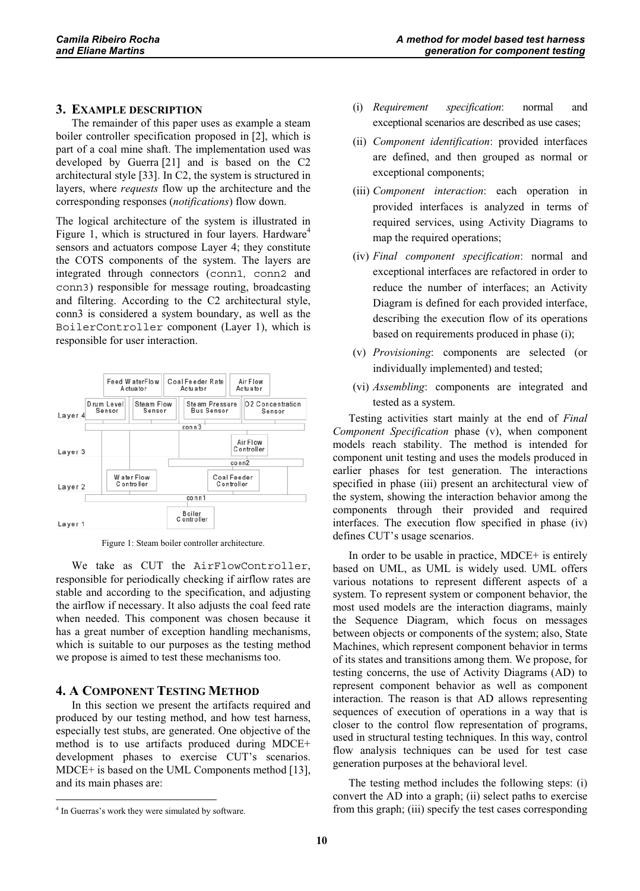## 3. Example description

The remainder of this paper uses as example a steam boiler controller specification proposed in [2], which is part of a coal mine shaft. The implementation used was developed by Guerra [21] and is based on the C2 architectural style [33]. In C2, the system is structured in layers, where *requests* flow up the architecture and the corresponding responses (*notifications*) flow down.

The logical architecture of the system is illustrated in Figure 1, which is structured in four layers. Hardware[4] sensors and actuators compose Layer 4; they constitute the COTS components of the system. The layers are integrated through connectors (conn1, conn2 and conn3) responsible for message routing, broadcasting and filtering. According to the C2 architectural style, conn3 is considered a system boundary, as well as the BoilerController component (Layer 1), which is responsible for user interaction.

Figure 1: Steam boiler controller architecture.

We take as CUT the AirFlowController, responsible for periodically checking if airflow rates are stable and according to the specification, and adjusting the airflow if necessary. It also adjusts the coal feed rate when needed. This component was chosen because it has a great number of exception handling mechanisms, which is suitable to our purposes as the testing method we propose is aimed to test these mechanisms too.

## 4. A Component Testing Method

In this section we present the artifacts required and produced by our testing method, and how test harness, especially test stubs, are generated. One objective of the method is to use artifacts produced during MDCE+ development phases to exercise CUT's scenarios. MDCE+ is based on the UML Components method [13], and its main phases are:

(i) *Requirement specification*: normal and exceptional scenarios are described as use cases;

(ii) *Component identification*: provided interfaces are defined, and then grouped as normal or exceptional components;

(iii) *Component interaction*: each operation in provided interfaces is analyzed in terms of required services, using Activity Diagrams to map the required operations;

(iv) *Final component specification*: normal and exceptional interfaces are refactored in order to reduce the number of interfaces; an Activity Diagram is defined for each provided interface, describing the execution flow of its operations based on requirements produced in phase (i);

(v) *Provisioning*: components are selected (or individually implemented) and tested;

(vi) *Assembling*: components are integrated and tested as a system.

Testing activities start mainly at the end of *Final Component Specification* phase (v), when component models reach stability. The method is intended for component unit testing and uses the models produced in earlier phases for test generation. The interactions specified in phase (iii) present an architectural view of the system, showing the interaction behavior among the components through their provided and required interfaces. The execution flow specified in phase (iv) defines CUT's usage scenarios.

In order to be usable in practice, MDCE+ is entirely based on UML, as UML is widely used. UML offers various notations to represent different aspects of a system. To represent system or component behavior, the most used models are the interaction diagrams, mainly the Sequence Diagram, which focus on messages between objects or components of the system; also, State Machines, which represent component behavior in terms of its states and transitions among them. We propose, for testing concerns, the use of Activity Diagrams (AD) to represent component behavior as well as component interaction. The reason is that AD allows representing sequences of execution of operations in a way that is closer to the control flow representation of programs, used in structural testing techniques. In this way, control flow analysis techniques can be used for test case generation purposes at the behavioral level.

The testing method includes the following steps: (i) convert the AD into a graph; (ii) select paths to exercise from this graph; (iii) specify the test cases corresponding

[4] In Guerras's work they were simulated by software.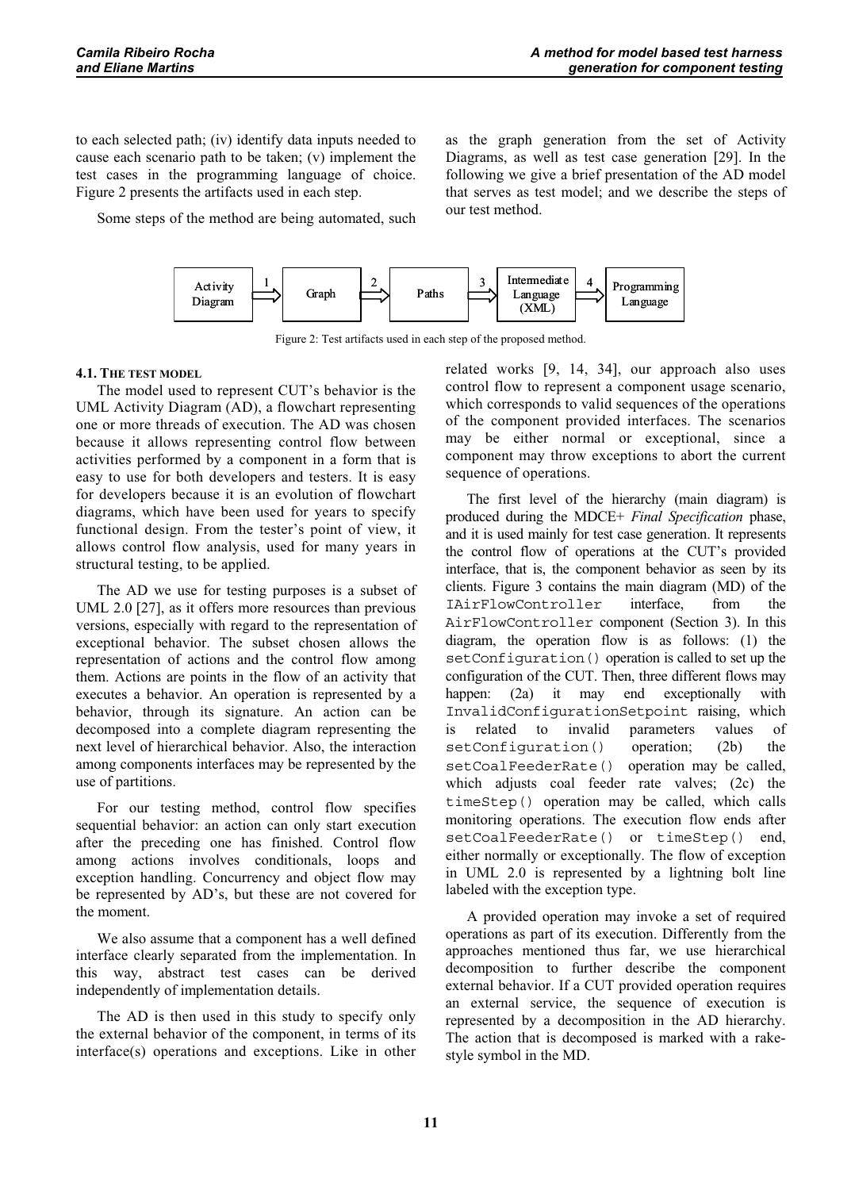to each selected path; (iv) identify data inputs needed to cause each scenario path to be taken; (v) implement the test cases in the programming language of choice. Figure 2 presents the artifacts used in each step.

Some steps of the method are being automated, such as the graph generation from the set of Activity Diagrams, as well as test case generation [29]. In the following we give a brief presentation of the AD model that serves as test model; and we describe the steps of our test method.

Activity Diagram → 1 → Graph → 2 → Paths → 3 → Intermediate Language (XML) → 4 → Programming Language

Figure 2: Test artifacts used in each step of the proposed method.

### 4.1. The test model

The model used to represent CUT's behavior is the UML Activity Diagram (AD), a flowchart representing one or more threads of execution. The AD was chosen because it allows representing control flow between activities performed by a component in a form that is easy to use for both developers and testers. It is easy for developers because it is an evolution of flowchart diagrams, which have been used for years to specify functional design. From the tester's point of view, it allows control flow analysis, used for many years in structural testing, to be applied.

The AD we use for testing purposes is a subset of UML 2.0 [27], as it offers more resources than previous versions, especially with regard to the representation of exceptional behavior. The subset chosen allows the representation of actions and the control flow among them. Actions are points in the flow of an activity that executes a behavior. An operation is represented by a behavior, through its signature. An action can be decomposed into a complete diagram representing the next level of hierarchical behavior. Also, the interaction among components interfaces may be represented by the use of partitions.

For our testing method, control flow specifies sequential behavior: an action can only start execution after the preceding one has finished. Control flow among actions involves conditionals, loops and exception handling. Concurrency and object flow may be represented by AD's, but these are not covered for the moment.

We also assume that a component has a well defined interface clearly separated from the implementation. In this way, abstract test cases can be derived independently of implementation details.

The AD is then used in this study to specify only the external behavior of the component, in terms of its interface(s) operations and exceptions. Like in other related works [9, 14, 34], our approach also uses control flow to represent a component usage scenario, which corresponds to valid sequences of the operations of the component provided interfaces. The scenarios may be either normal or exceptional, since a component may throw exceptions to abort the current sequence of operations.

The first level of the hierarchy (main diagram) is produced during the MDCE+ *Final Specification* phase, and it is used mainly for test case generation. It represents the control flow of operations at the CUT's provided interface, that is, the component behavior as seen by its clients. Figure 3 contains the main diagram (MD) of the `IAirFlowController` interface, from the `AirFlowController` component (Section 3). In this diagram, the operation flow is as follows: (1) the `setConfiguration()` operation is called to set up the configuration of the CUT. Then, three different flows may happen: (2a) it may end exceptionally with `InvalidConfigurationSetpoint` raising, which is related to invalid parameters values of `setConfiguration()` operation; (2b) the `setCoalFeederRate()` operation may be called, which adjusts coal feeder rate valves; (2c) the `timeStep()` operation may be called, which calls monitoring operations. The execution flow ends after `setCoalFeederRate()` or `timeStep()` end, either normally or exceptionally. The flow of exception in UML 2.0 is represented by a lightning bolt line labeled with the exception type.

A provided operation may invoke a set of required operations as part of its execution. Differently from the approaches mentioned thus far, we use hierarchical decomposition to further describe the component external behavior. If a CUT provided operation requires an external service, the sequence of execution is represented by a decomposition in the AD hierarchy. The action that is decomposed is marked with a rake-style symbol in the MD.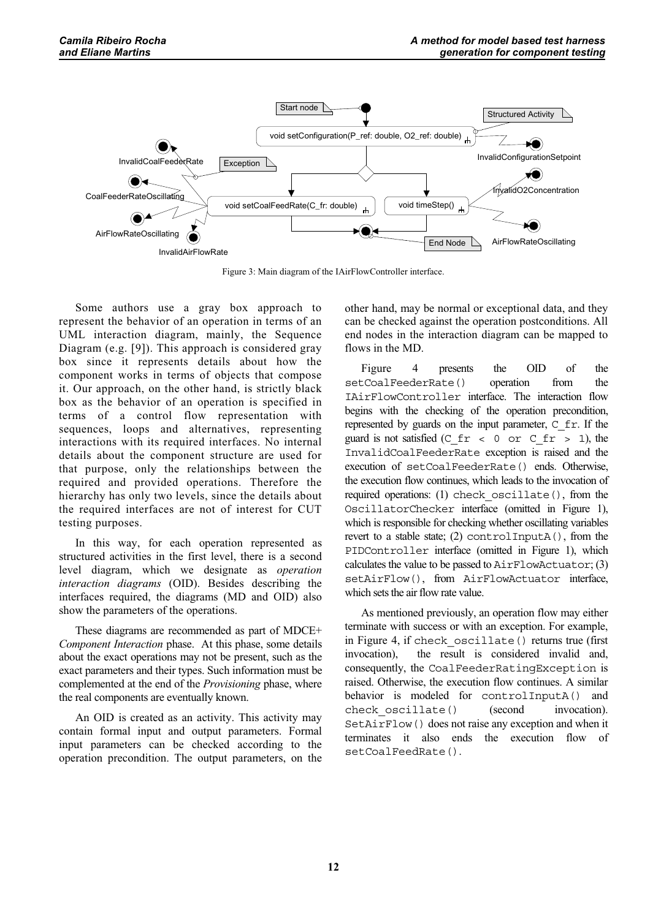Figure 3: Main diagram of the IAirFlowController interface.

Some authors use a gray box approach to represent the behavior of an operation in terms of an UML interaction diagram, mainly, the Sequence Diagram (e.g. [9]). This approach is considered gray box since it represents details about how the component works in terms of objects that compose it. Our approach, on the other hand, is strictly black box as the behavior of an operation is specified in terms of a control flow representation with sequences, loops and alternatives, representing interactions with its required interfaces. No internal details about the component structure are used for that purpose, only the relationships between the required and provided operations. Therefore the hierarchy has only two levels, since the details about the required interfaces are not of interest for CUT testing purposes.

In this way, for each operation represented as structured activities in the first level, there is a second level diagram, which we designate as *operation interaction diagrams* (OID). Besides describing the interfaces required, the diagrams (MD and OID) also show the parameters of the operations.

These diagrams are recommended as part of MDCE+ *Component Interaction* phase. At this phase, some details about the exact operations may not be present, such as the exact parameters and their types. Such information must be complemented at the end of the *Provisioning* phase, where the real components are eventually known.

An OID is created as an activity. This activity may contain formal input and output parameters. Formal input parameters can be checked according to the operation precondition. The output parameters, on the other hand, may be normal or exceptional data, and they can be checked against the operation postconditions. All end nodes in the interaction diagram can be mapped to flows in the MD.

Figure 4 presents the OID of the `setCoalFeederRate()` operation from the `IAirFlowController` interface. The interaction flow begins with the checking of the operation precondition, represented by guards on the input parameter, `C_fr`. If the guard is not satisfied (`C_fr < 0 or C_fr > 1`), the `InvalidCoalFeederRate` exception is raised and the execution of `setCoalFeederRate()` ends. Otherwise, the execution flow continues, which leads to the invocation of required operations: (1) `check_oscillate()`, from the `OscillatorChecker` interface (omitted in Figure 1), which is responsible for checking whether oscillating variables revert to a stable state; (2) `controlInputA()`, from the `PIDController` interface (omitted in Figure 1), which calculates the value to be passed to `AirFlowActuator`; (3) `setAirFlow()`, from `AirFlowActuator` interface, which sets the air flow rate value.

As mentioned previously, an operation flow may either terminate with success or with an exception. For example, in Figure 4, if `check_oscillate()` returns true (first invocation), the result is considered invalid and, consequently, the `CoalFeederRatingException` is raised. Otherwise, the execution flow continues. A similar behavior is modeled for `controlInputA()` and `check_oscillate()` (second invocation). `SetAirFlow()` does not raise any exception and when it terminates it also ends the execution flow of `setCoalFeedRate()`.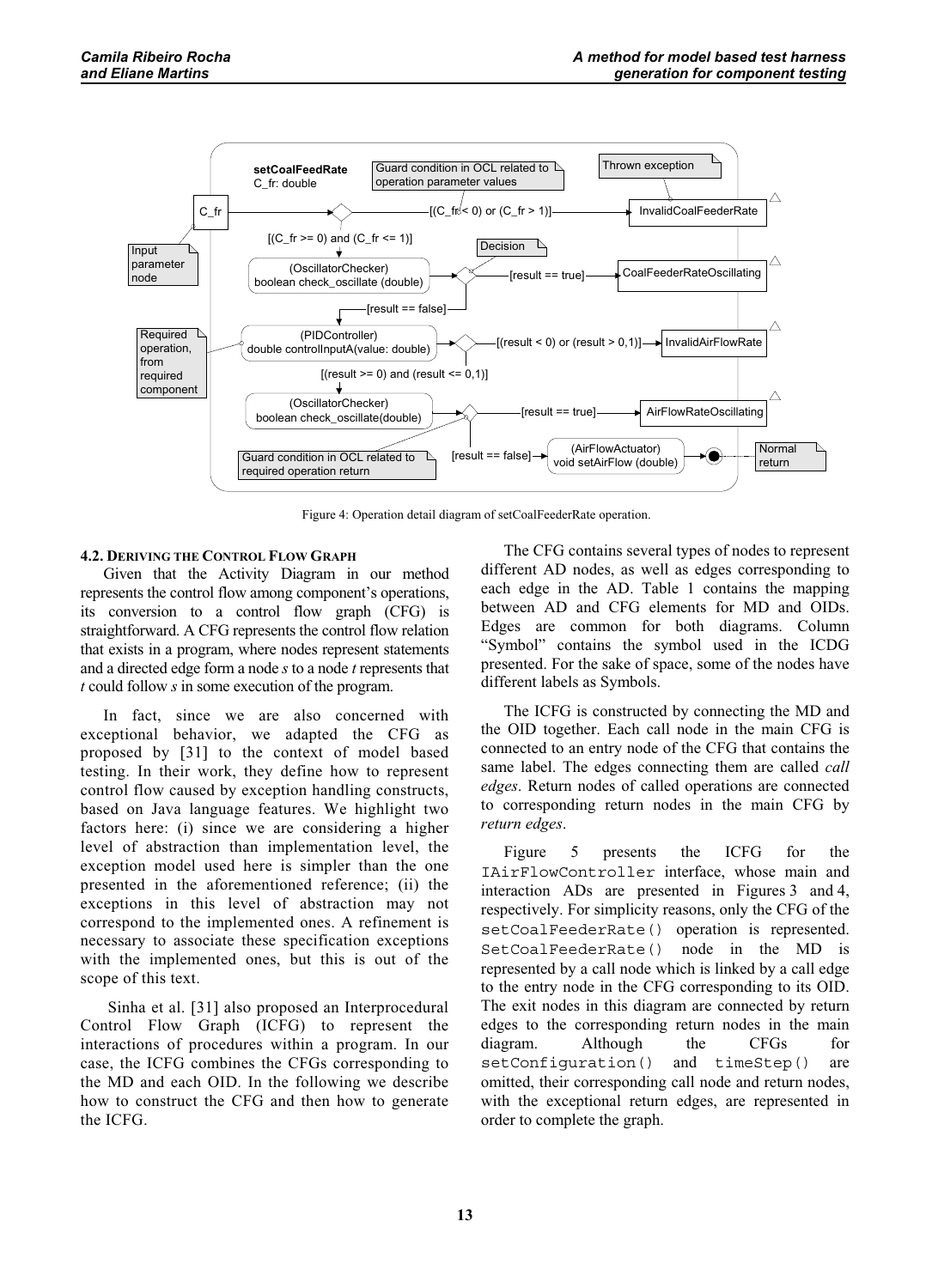Figure 4: Operation detail diagram of setCoalFeederRate operation.

### 4.2. Deriving the Control Flow Graph

Given that the Activity Diagram in our method represents the control flow among component's operations, its conversion to a control flow graph (CFG) is straightforward. A CFG represents the control flow relation that exists in a program, where nodes represent statements and a directed edge form a node *s* to a node *t* represents that *t* could follow *s* in some execution of the program.

In fact, since we are also concerned with exceptional behavior, we adapted the CFG as proposed by [31] to the context of model based testing. In their work, they define how to represent control flow caused by exception handling constructs, based on Java language features. We highlight two factors here: (i) since we are considering a higher level of abstraction than implementation level, the exception model used here is simpler than the one presented in the aforementioned reference; (ii) the exceptions in this level of abstraction may not correspond to the implemented ones. A refinement is necessary to associate these specification exceptions with the implemented ones, but this is out of the scope of this text.

Sinha et al. [31] also proposed an Interprocedural Control Flow Graph (ICFG) to represent the interactions of procedures within a program. In our case, the ICFG combines the CFGs corresponding to the MD and each OID. In the following we describe how to construct the CFG and then how to generate the ICFG.

The CFG contains several types of nodes to represent different AD nodes, as well as edges corresponding to each edge in the AD. Table 1 contains the mapping between AD and CFG elements for MD and OIDs. Edges are common for both diagrams. Column "Symbol" contains the symbol used in the ICDG presented. For the sake of space, some of the nodes have different labels as Symbols.

The ICFG is constructed by connecting the MD and the OID together. Each call node in the main CFG is connected to an entry node of the CFG that contains the same label. The edges connecting them are called *call edges*. Return nodes of called operations are connected to corresponding return nodes in the main CFG by *return edges*.

Figure 5 presents the ICFG for the `IAirFlowController` interface, whose main and interaction ADs are presented in Figures 3 and 4, respectively. For simplicity reasons, only the CFG of the `setCoalFeederRate()` operation is represented. `SetCoalFeederRate()` node in the MD is represented by a call node which is linked by a call edge to the entry node in the CFG corresponding to its OID. The exit nodes in this diagram are connected by return edges to the corresponding return nodes in the main diagram. Although the CFGs for `setConfiguration()` and `timeStep()` are omitted, their corresponding call node and return nodes, with the exceptional return edges, are represented in order to complete the graph.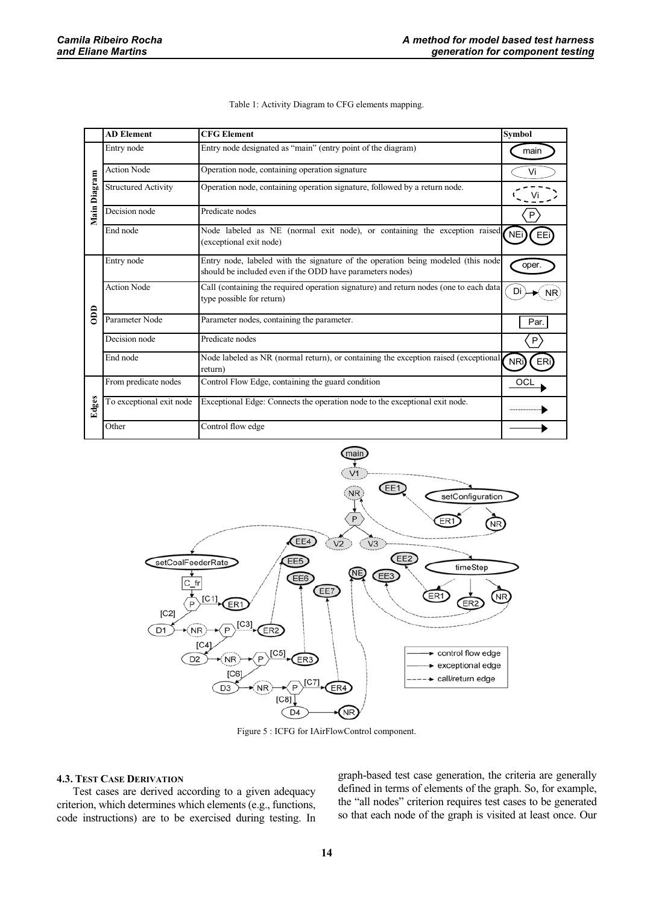Table 1: Activity Diagram to CFG elements mapping.

| | AD Element | CFG Element | Symbol |
|---|---|---|---|
| Main Diagram | Entry node | Entry node designated as "main" (entry point of the diagram) | main |
| | Action Node | Operation node, containing operation signature | Vi |
| | Structured Activity | Operation node, containing operation signature, followed by a return node. | Vi |
| | Decision node | Predicate nodes | P |
| | End node | Node labeled as NE (normal exit node), or containing the exception raised (exceptional exit node) | NEi EEi |
| ODD | Entry node | Entry node, labeled with the signature of the operation being modeled (this node should be included even if the ODD have parameters nodes) | oper. |
| | Action Node | Call (containing the required operation signature) and return nodes (one to each data type possible for return) | Di → NR |
| | Parameter Node | Parameter nodes, containing the parameter. | Par. |
| | Decision node | Predicate nodes | P |
| | End node | Node labeled as NR (normal return), or containing the exception raised (exceptional return) | NRi ERi |
| Edges | From predicate nodes | Control Flow Edge, containing the guard condition | OCL → |
| | To exceptional exit node | Exceptional Edge: Connects the operation node to the exceptional exit node. | ·····→ |
| | Other | Control flow edge | → |

Figure 5 : ICFG for IAirFlowControl component.

### 4.3. Test Case Derivation

Test cases are derived according to a given adequacy criterion, which determines which elements (e.g., functions, code instructions) are to be exercised during testing. In graph-based test case generation, the criteria are generally defined in terms of elements of the graph. So, for example, the "all nodes" criterion requires test cases to be generated so that each node of the graph is visited at least once. Our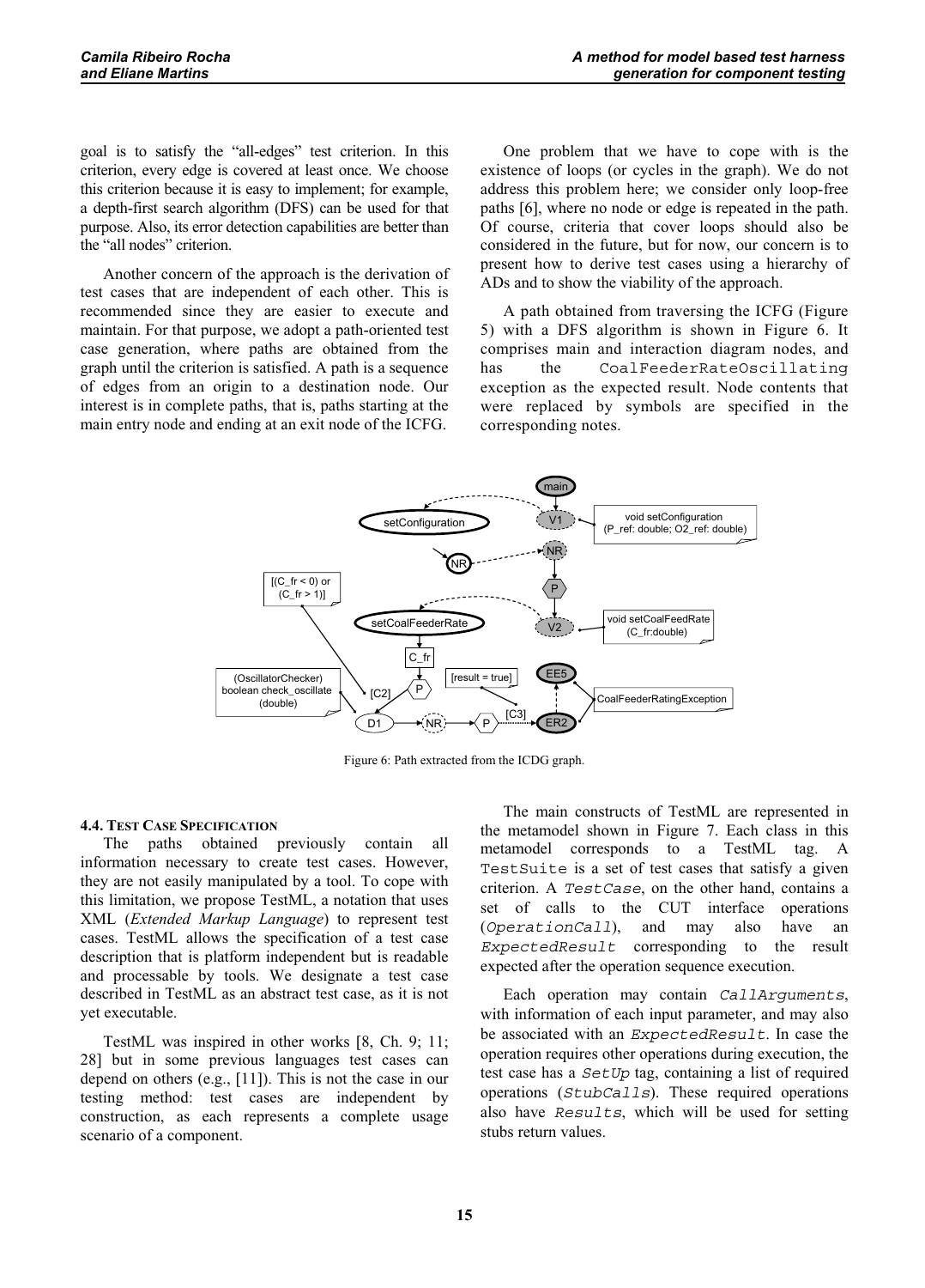goal is to satisfy the "all-edges" test criterion. In this criterion, every edge is covered at least once. We choose this criterion because it is easy to implement; for example, a depth-first search algorithm (DFS) can be used for that purpose. Also, its error detection capabilities are better than the "all nodes" criterion.

Another concern of the approach is the derivation of test cases that are independent of each other. This is recommended since they are easier to execute and maintain. For that purpose, we adopt a path-oriented test case generation, where paths are obtained from the graph until the criterion is satisfied. A path is a sequence of edges from an origin to a destination node. Our interest is in complete paths, that is, paths starting at the main entry node and ending at an exit node of the ICFG.

One problem that we have to cope with is the existence of loops (or cycles in the graph). We do not address this problem here; we consider only loop-free paths [6], where no node or edge is repeated in the path. Of course, criteria that cover loops should also be considered in the future, but for now, our concern is to present how to derive test cases using a hierarchy of ADs and to show the viability of the approach.

A path obtained from traversing the ICFG (Figure 5) with a DFS algorithm is shown in Figure 6. It comprises main and interaction diagram nodes, and has the `CoalFeederRateOscillating` exception as the expected result. Node contents that were replaced by symbols are specified in the corresponding notes.

Figure 6: Path extracted from the ICDG graph.

#### 4.4. Test Case Specification

The paths obtained previously contain all information necessary to create test cases. However, they are not easily manipulated by a tool. To cope with this limitation, we propose TestML, a notation that uses XML (*Extended Markup Language*) to represent test cases. TestML allows the specification of a test case description that is platform independent but is readable and processable by tools. We designate a test case described in TestML as an abstract test case, as it is not yet executable.

TestML was inspired in other works [8, Ch. 9; 11; 28] but in some previous languages test cases can depend on others (e.g., [11]). This is not the case in our testing method: test cases are independent by construction, as each represents a complete usage scenario of a component.

The main constructs of TestML are represented in the metamodel shown in Figure 7. Each class in this metamodel corresponds to a TestML tag. A `TestSuite` is a set of test cases that satisfy a given criterion. A *`TestCase`*, on the other hand, contains a set of calls to the CUT interface operations (*`OperationCall`*), and may also have an *`ExpectedResult`* corresponding to the result expected after the operation sequence execution.

Each operation may contain *`CallArguments`*, with information of each input parameter, and may also be associated with an *`ExpectedResult`*. In case the operation requires other operations during execution, the test case has a *`SetUp`* tag, containing a list of required operations (*`StubCalls`*). These required operations also have *`Results`*, which will be used for setting stubs return values.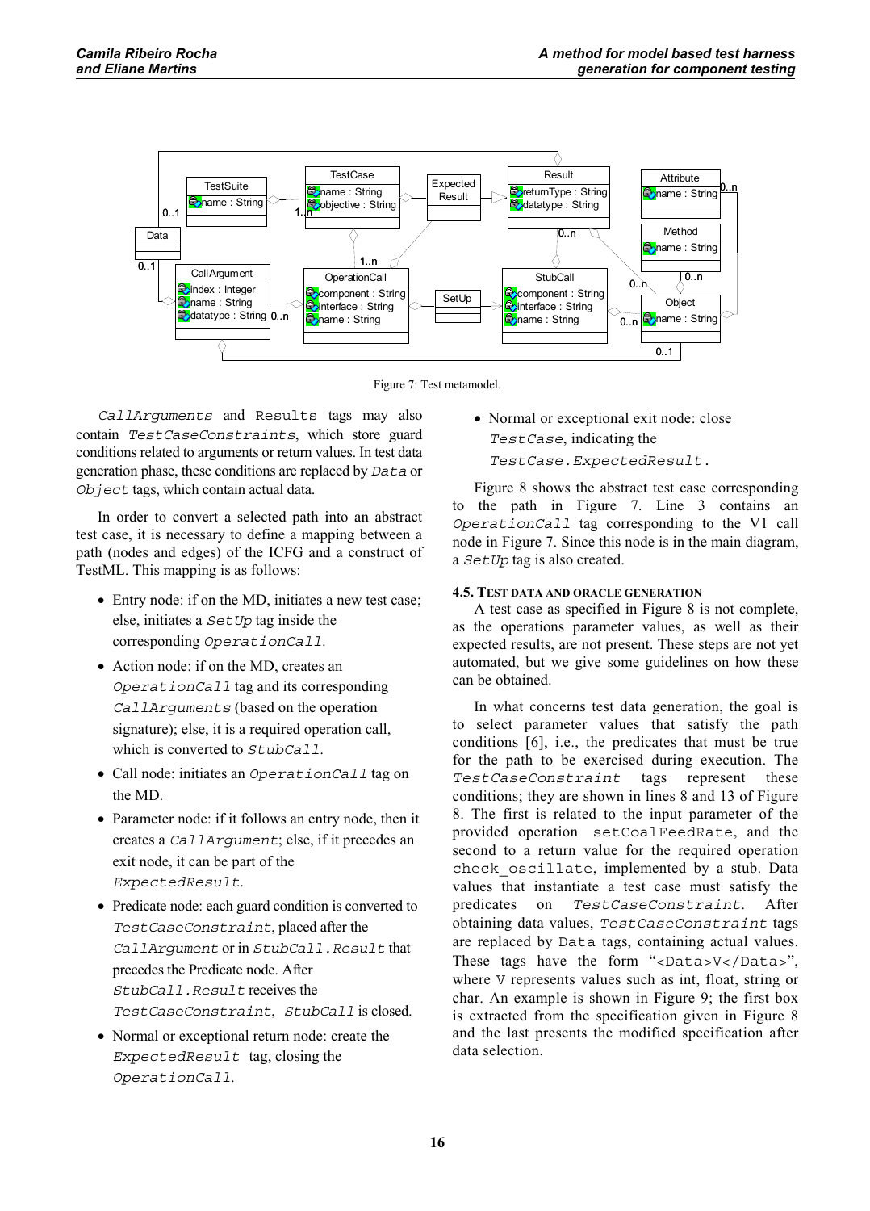Figure 7: Test metamodel.

*CallArguments* and Results tags may also contain *TestCaseConstraints*, which store guard conditions related to arguments or return values. In test data generation phase, these conditions are replaced by *Data* or *Object* tags, which contain actual data.

In order to convert a selected path into an abstract test case, it is necessary to define a mapping between a path (nodes and edges) of the ICFG and a construct of TestML. This mapping is as follows:

- Entry node: if on the MD, initiates a new test case; else, initiates a *SetUp* tag inside the corresponding *OperationCall*.
- Action node: if on the MD, creates an *OperationCall* tag and its corresponding *CallArguments* (based on the operation signature); else, it is a required operation call, which is converted to *StubCall*.
- Call node: initiates an *OperationCall* tag on the MD.
- Parameter node: if it follows an entry node, then it creates a *CallArgument*; else, if it precedes an exit node, it can be part of the *ExpectedResult*.
- Predicate node: each guard condition is converted to *TestCaseConstraint*, placed after the *CallArgument* or in *StubCall.Result* that precedes the Predicate node. After *StubCall.Result* receives the *TestCaseConstraint*, *StubCall* is closed.
- Normal or exceptional return node: create the *ExpectedResult* tag, closing the *OperationCall*.
- Normal or exceptional exit node: close *TestCase*, indicating the *TestCase.ExpectedResult.*

Figure 8 shows the abstract test case corresponding to the path in Figure 7. Line 3 contains an *OperationCall* tag corresponding to the V1 call node in Figure 7. Since this node is in the main diagram, a *SetUp* tag is also created.

#### 4.5. Test data and oracle generation

A test case as specified in Figure 8 is not complete, as the operations parameter values, as well as their expected results, are not present. These steps are not yet automated, but we give some guidelines on how these can be obtained.

In what concerns test data generation, the goal is to select parameter values that satisfy the path conditions [6], i.e., the predicates that must be true for the path to be exercised during execution. The *TestCaseConstraint* tags represent these conditions; they are shown in lines 8 and 13 of Figure 8. The first is related to the input parameter of the provided operation setCoalFeedRate, and the second to a return value for the required operation check_oscillate, implemented by a stub. Data values that instantiate a test case must satisfy the predicates on *TestCaseConstraint*. After obtaining data values, *TestCaseConstraint* tags are replaced by Data tags, containing actual values. These tags have the form "<Data>V</Data>", where V represents values such as int, float, string or char. An example is shown in Figure 9; the first box is extracted from the specification given in Figure 8 and the last presents the modified specification after data selection.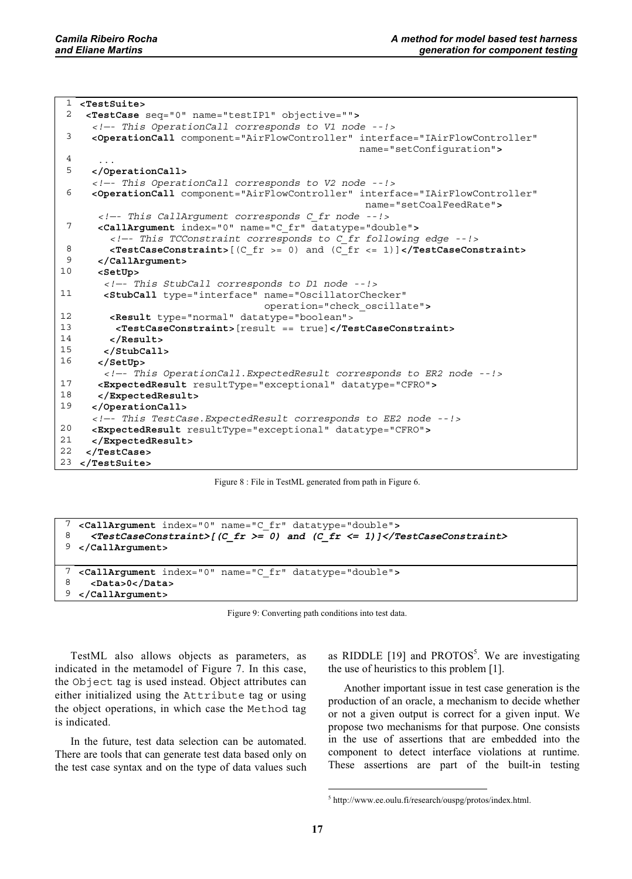```
 1 <TestSuite>
 2  <TestCase seq="0" name="testIP1" objective="">
    <!—- This OperationCall corresponds to V1 node --!>
 3   <OperationCall component="AirFlowController" interface="IAirFlowController"
                                                  name="setConfiguration">
 4    ...
 5   </OperationCall>
    <!—- This OperationCall corresponds to V2 node --!>
 6   <OperationCall component="AirFlowController" interface="IAirFlowController"
                                                   name="setCoalFeedRate">
     <!—- This CallArgument corresponds C_fr node --!>
 7    <CallArgument index="0" name="C_fr" datatype="double">
       <!—- This TCConstraint corresponds to C_fr following edge --!>
 8     <TestCaseConstraint>[(C_fr >= 0) and (C_fr <= 1)]</TestCaseConstraint>
 9    </CallArgument>
10    <SetUp>
      <!—- This StubCall corresponds to D1 node --!>
11     <StubCall type="interface" name="OscillatorChecker"
                                operation="check_oscillate">
12      <Result type="normal" datatype="boolean">
13       <TestCaseConstraint>[result == true]</TestCaseConstraint>
14      </Result>
15     </StubCall>
16    </SetUp>
      <!—- This OperationCall.ExpectedResult corresponds to ER2 node --!>
17    <ExpectedResult resultType="exceptional" datatype="CFRO">
18    </ExpectedResult>
19   </OperationCall>
    <!—- This TestCase.ExpectedResult corresponds to EE2 node --!>
20   <ExpectedResult resultType="exceptional" datatype="CFRO">
21   </ExpectedResult>
22  </TestCase>
23 </TestSuite>
```

Figure 8 : File in TestML generated from path in Figure 6.

```
 7 <CallArgument index="0" name="C_fr" datatype="double">
 8   <TestCaseConstraint>[(C_fr >= 0) and (C_fr <= 1)]</TestCaseConstraint>
 9 </CallArgument>
```

```
 7 <CallArgument index="0" name="C_fr" datatype="double">
 8   <Data>0</Data>
 9 </CallArgument>
```

Figure 9: Converting path conditions into test data.

TestML also allows objects as parameters, as indicated in the metamodel of Figure 7. In this case, the `Object` tag is used instead. Object attributes can either initialized using the `Attribute` tag or using the object operations, in which case the `Method` tag is indicated.

In the future, test data selection can be automated. There are tools that can generate test data based only on the test case syntax and on the type of data values such as RIDDLE [19] and PROTOS[5]. We are investigating the use of heuristics to this problem [1].

Another important issue in test case generation is the production of an oracle, a mechanism to decide whether or not a given output is correct for a given input. We propose two mechanisms for that purpose. One consists in the use of assertions that are embedded into the component to detect interface violations at runtime. These assertions are part of the built-in testing

[5] http://www.ee.oulu.fi/research/ouspg/protos/index.html.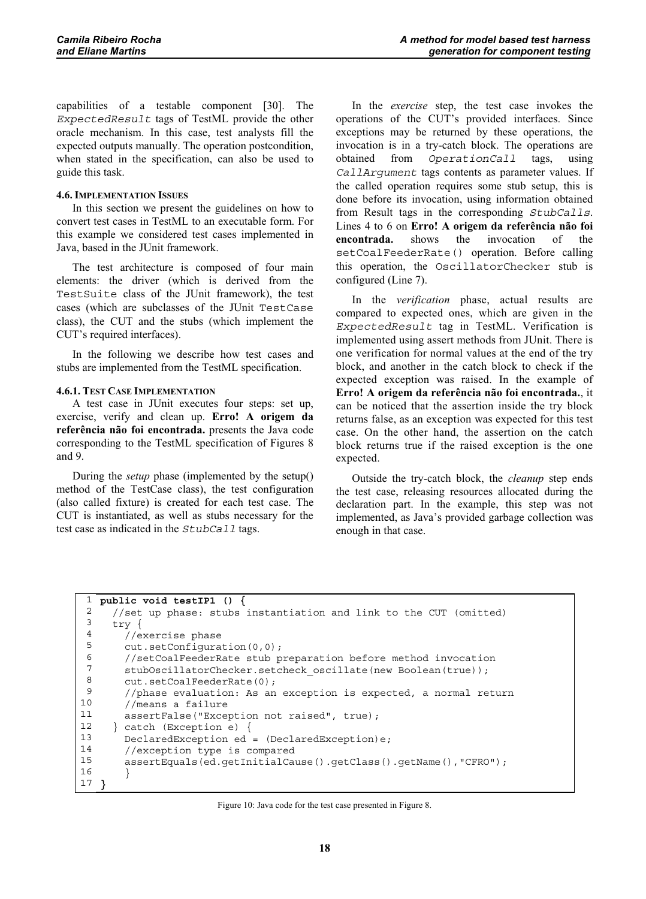capabilities of a testable component [30]. The `ExpectedResult` tags of TestML provide the other oracle mechanism. In this case, test analysts fill the expected outputs manually. The operation postcondition, when stated in the specification, can also be used to guide this task.

#### 4.6. Implementation Issues

In this section we present the guidelines on how to convert test cases in TestML to an executable form. For this example we considered test cases implemented in Java, based in the JUnit framework.

The test architecture is composed of four main elements: the driver (which is derived from the `TestSuite` class of the JUnit framework), the test cases (which are subclasses of the JUnit `TestCase` class), the CUT and the stubs (which implement the CUT's required interfaces).

In the following we describe how test cases and stubs are implemented from the TestML specification.

##### 4.6.1. Test Case Implementation

A test case in JUnit executes four steps: set up, exercise, verify and clean up. **Erro! A origem da referência não foi encontrada.** presents the Java code corresponding to the TestML specification of Figures 8 and 9.

During the *setup* phase (implemented by the setup() method of the TestCase class), the test configuration (also called fixture) is created for each test case. The CUT is instantiated, as well as stubs necessary for the test case as indicated in the `StubCall` tags.

In the *exercise* step, the test case invokes the operations of the CUT's provided interfaces. Since exceptions may be returned by these operations, the invocation is in a try-catch block. The operations are obtained from `OperationCall` tags, using `CallArgument` tags contents as parameter values. If the called operation requires some stub setup, this is done before its invocation, using information obtained from Result tags in the corresponding `StubCalls`. Lines 4 to 6 on **Erro! A origem da referência não foi encontrada.** shows the invocation of the `setCoalFeederRate()` operation. Before calling this operation, the `OscillatorChecker` stub is configured (Line 7).

In the *verification* phase, actual results are compared to expected ones, which are given in the `ExpectedResult` tag in TestML. Verification is implemented using assert methods from JUnit. There is one verification for normal values at the end of the try block, and another in the catch block to check if the expected exception was raised. In the example of **Erro! A origem da referência não foi encontrada.**, it can be noticed that the assertion inside the try block returns false, as an exception was expected for this test case. On the other hand, the assertion on the catch block returns true if the raised exception is the one expected.

Outside the try-catch block, the *cleanup* step ends the test case, releasing resources allocated during the declaration part. In the example, this step was not implemented, as Java's provided garbage collection was enough in that case.

```
 1 public void testIP1 () {
 2   //set up phase: stubs instantiation and link to the CUT (omitted)
 3   try {
 4     //exercise phase
 5     cut.setConfiguration(0,0);
 6     //setCoalFeederRate stub preparation before method invocation
 7     stubOscillatorChecker.setcheck_oscillate(new Boolean(true));
 8     cut.setCoalFeederRate(0);
 9     //phase evaluation: As an exception is expected, a normal return
10     //means a failure
11     assertFalse("Exception not raised", true);
12   } catch (Exception e) {
13     DeclaredException ed = (DeclaredException)e;
14     //exception type is compared
15     assertEquals(ed.getInitialCause().getClass().getName(),"CFRO");
16     }
17 }
```

Figure 10: Java code for the test case presented in Figure 8.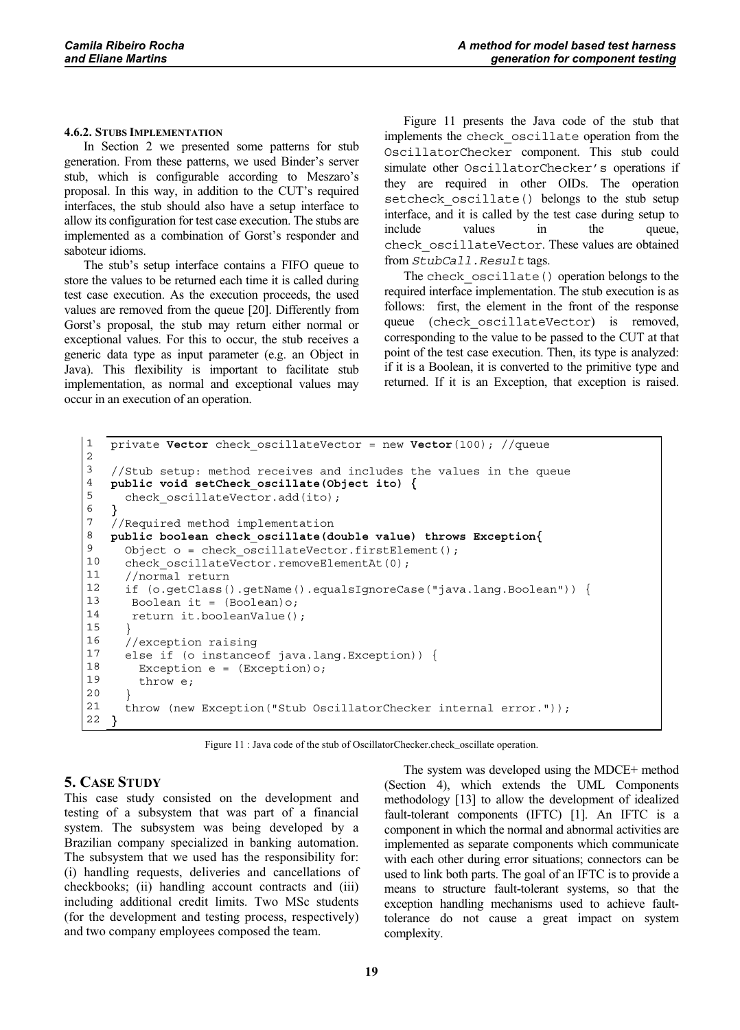#### 4.6.2. Stubs Implementation

In Section 2 we presented some patterns for stub generation. From these patterns, we used Binder's server stub, which is configurable according to Meszaro's proposal. In this way, in addition to the CUT's required interfaces, the stub should also have a setup interface to allow its configuration for test case execution. The stubs are implemented as a combination of Gorst's responder and saboteur idioms.

The stub's setup interface contains a FIFO queue to store the values to be returned each time it is called during test case execution. As the execution proceeds, the used values are removed from the queue [20]. Differently from Gorst's proposal, the stub may return either normal or exceptional values. For this to occur, the stub receives a generic data type as input parameter (e.g. an Object in Java). This flexibility is important to facilitate stub implementation, as normal and exceptional values may occur in an execution of an operation.

Figure 11 presents the Java code of the stub that implements the `check_oscillate` operation from the `OscillatorChecker` component. This stub could simulate other `OscillatorChecker's` operations if they are required in other OIDs. The operation `setcheck_oscillate()` belongs to the stub setup interface, and it is called by the test case during setup to include values in the queue, `check_oscillateVector`. These values are obtained from *`StubCall.Result`* tags.

The `check_oscillate()` operation belongs to the required interface implementation. The stub execution is as follows: first, the element in the front of the response queue (`check_oscillateVector`) is removed, corresponding to the value to be passed to the CUT at that point of the test case execution. Then, its type is analyzed: if it is a Boolean, it is converted to the primitive type and returned. If it is an Exception, that exception is raised.

```
1   private Vector check_oscillateVector = new Vector(100); //queue
2
3   //Stub setup: method receives and includes the values in the queue
4   public void setCheck_oscillate(Object ito) {
5     check_oscillateVector.add(ito);
6   }
7   //Required method implementation
8   public boolean check_oscillate(double value) throws Exception{
9     Object o = check_oscillateVector.firstElement();
10    check_oscillateVector.removeElementAt(0);
11    //normal return
12    if (o.getClass().getName().equalsIgnoreCase("java.lang.Boolean")) {
13     Boolean it = (Boolean)o;
14     return it.booleanValue();
15    }
16    //exception raising
17    else if (o instanceof java.lang.Exception)) {
18      Exception e = (Exception)o;
19      throw e;
20    }
21    throw (new Exception("Stub OscillatorChecker internal error."));
22  }
```

Figure 11 : Java code of the stub of OscillatorChecker.check_oscillate operation.

## 5. Case Study

This case study consisted on the development and testing of a subsystem that was part of a financial system. The subsystem was being developed by a Brazilian company specialized in banking automation. The subsystem that we used has the responsibility for: (i) handling requests, deliveries and cancellations of checkbooks; (ii) handling account contracts and (iii) including additional credit limits. Two MSc students (for the development and testing process, respectively) and two company employees composed the team.

The system was developed using the MDCE+ method (Section 4), which extends the UML Components methodology [13] to allow the development of idealized fault-tolerant components (IFTC) [1]. An IFTC is a component in which the normal and abnormal activities are implemented as separate components which communicate with each other during error situations; connectors can be used to link both parts. The goal of an IFTC is to provide a means to structure fault-tolerant systems, so that the exception handling mechanisms used to achieve fault-tolerance do not cause a great impact on system complexity.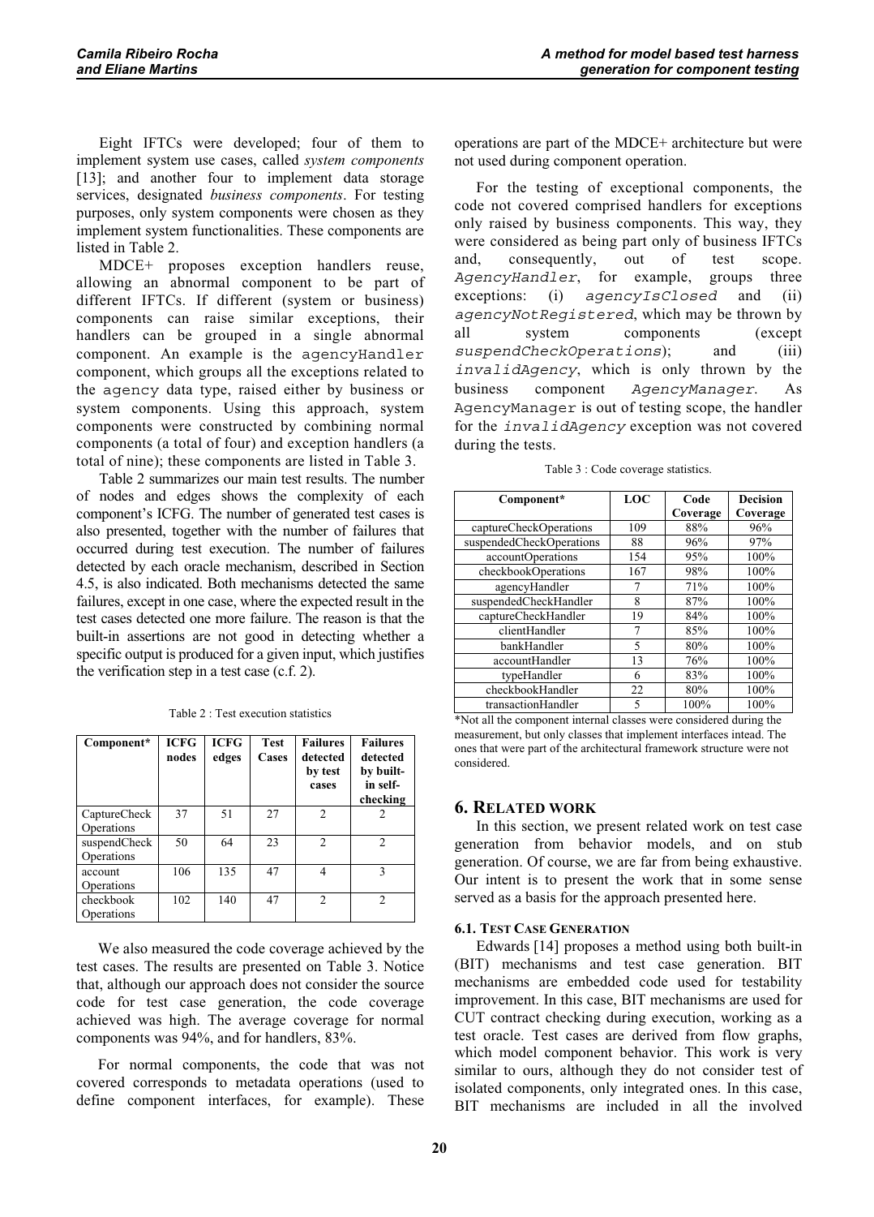Eight IFTCs were developed; four of them to implement system use cases, called *system components* [13]; and another four to implement data storage services, designated *business components*. For testing purposes, only system components were chosen as they implement system functionalities. These components are listed in Table 2.

MDCE+ proposes exception handlers reuse, allowing an abnormal component to be part of different IFTCs. If different (system or business) components can raise similar exceptions, their handlers can be grouped in a single abnormal component. An example is the agencyHandler component, which groups all the exceptions related to the agency data type, raised either by business or system components. Using this approach, system components were constructed by combining normal components (a total of four) and exception handlers (a total of nine); these components are listed in Table 3.

Table 2 summarizes our main test results. The number of nodes and edges shows the complexity of each component's ICFG. The number of generated test cases is also presented, together with the number of failures that occurred during test execution. The number of failures detected by each oracle mechanism, described in Section 4.5, is also indicated. Both mechanisms detected the same failures, except in one case, where the expected result in the test cases detected one more failure. The reason is that the built-in assertions are not good in detecting whether a specific output is produced for a given input, which justifies the verification step in a test case (c.f. 2).

Table 2 : Test execution statistics

| Component* | ICFG nodes | ICFG edges | Test Cases | Failures detected by test cases | Failures detected by built-in self-checking |
|---|---|---|---|---|---|
| CaptureCheck Operations | 37 | 51 | 27 | 2 | 2 |
| suspendCheck Operations | 50 | 64 | 23 | 2 | 2 |
| account Operations | 106 | 135 | 47 | 4 | 3 |
| checkbook Operations | 102 | 140 | 47 | 2 | 2 |

We also measured the code coverage achieved by the test cases. The results are presented on Table 3. Notice that, although our approach does not consider the source code for test case generation, the code coverage achieved was high. The average coverage for normal components was 94%, and for handlers, 83%.

For normal components, the code that was not covered corresponds to metadata operations (used to define component interfaces, for example). These operations are part of the MDCE+ architecture but were not used during component operation.

For the testing of exceptional components, the code not covered comprised handlers for exceptions only raised by business components. This way, they were considered as being part only of business IFTCs and, consequently, out of test scope. *AgencyHandler*, for example, groups three exceptions: (i) *agencyIsClosed* and (ii) *agencyNotRegistered*, which may be thrown by all system components (except *suspendCheckOperations*); and (iii) *invalidAgency*, which is only thrown by the business component *AgencyManager*. As AgencyManager is out of testing scope, the handler for the *invalidAgency* exception was not covered during the tests.

Table 3 : Code coverage statistics.

| Component* | LOC | Code Coverage | Decision Coverage |
|---|---|---|---|
| captureCheckOperations | 109 | 88% | 96% |
| suspendedCheckOperations | 88 | 96% | 97% |
| accountOperations | 154 | 95% | 100% |
| checkbookOperations | 167 | 98% | 100% |
| agencyHandler | 7 | 71% | 100% |
| suspendedCheckHandler | 8 | 87% | 100% |
| captureCheckHandler | 19 | 84% | 100% |
| clientHandler | 7 | 85% | 100% |
| bankHandler | 5 | 80% | 100% |
| accountHandler | 13 | 76% | 100% |
| typeHandler | 6 | 83% | 100% |
| checkbookHandler | 22 | 80% | 100% |
| transactionHandler | 5 | 100% | 100% |

*Not all the component internal classes were considered during the measurement, but only classes that implement interfaces intead. The ones that were part of the architectural framework structure were not considered.

## 6. RELATED WORK

In this section, we present related work on test case generation from behavior models, and on stub generation. Of course, we are far from being exhaustive. Our intent is to present the work that in some sense served as a basis for the approach presented here.

### 6.1. TEST CASE GENERATION

Edwards [14] proposes a method using both built-in (BIT) mechanisms and test case generation. BIT mechanisms are embedded code used for testability improvement. In this case, BIT mechanisms are used for CUT contract checking during execution, working as a test oracle. Test cases are derived from flow graphs, which model component behavior. This work is very similar to ours, although they do not consider test of isolated components, only integrated ones. In this case, BIT mechanisms are included in all the involved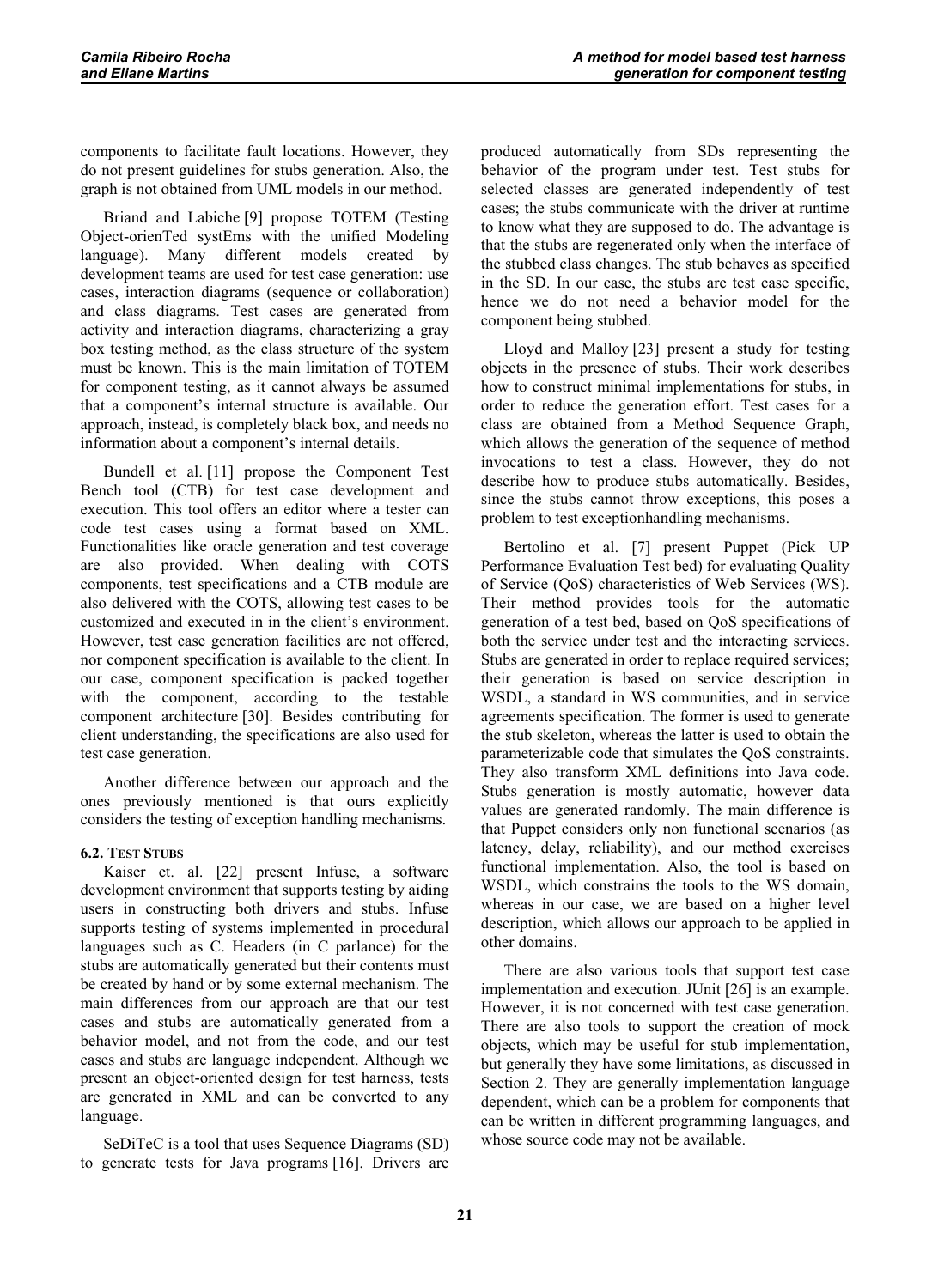components to facilitate fault locations. However, they do not present guidelines for stubs generation. Also, the graph is not obtained from UML models in our method.

Briand and Labiche [9] propose TOTEM (Testing Object-orienTed systEms with the unified Modeling language). Many different models created by development teams are used for test case generation: use cases, interaction diagrams (sequence or collaboration) and class diagrams. Test cases are generated from activity and interaction diagrams, characterizing a gray box testing method, as the class structure of the system must be known. This is the main limitation of TOTEM for component testing, as it cannot always be assumed that a component's internal structure is available. Our approach, instead, is completely black box, and needs no information about a component's internal details.

Bundell et al. [11] propose the Component Test Bench tool (CTB) for test case development and execution. This tool offers an editor where a tester can code test cases using a format based on XML. Functionalities like oracle generation and test coverage are also provided. When dealing with COTS components, test specifications and a CTB module are also delivered with the COTS, allowing test cases to be customized and executed in in the client's environment. However, test case generation facilities are not offered, nor component specification is available to the client. In our case, component specification is packed together with the component, according to the testable component architecture [30]. Besides contributing for client understanding, the specifications are also used for test case generation.

Another difference between our approach and the ones previously mentioned is that ours explicitly considers the testing of exception handling mechanisms.

### 6.2. Test Stubs

Kaiser et. al. [22] present Infuse, a software development environment that supports testing by aiding users in constructing both drivers and stubs. Infuse supports testing of systems implemented in procedural languages such as C. Headers (in C parlance) for the stubs are automatically generated but their contents must be created by hand or by some external mechanism. The main differences from our approach are that our test cases and stubs are automatically generated from a behavior model, and not from the code, and our test cases and stubs are language independent. Although we present an object-oriented design for test harness, tests are generated in XML and can be converted to any language.

SeDiTeC is a tool that uses Sequence Diagrams (SD) to generate tests for Java programs [16]. Drivers are produced automatically from SDs representing the behavior of the program under test. Test stubs for selected classes are generated independently of test cases; the stubs communicate with the driver at runtime to know what they are supposed to do. The advantage is that the stubs are regenerated only when the interface of the stubbed class changes. The stub behaves as specified in the SD. In our case, the stubs are test case specific, hence we do not need a behavior model for the component being stubbed.

Lloyd and Malloy [23] present a study for testing objects in the presence of stubs. Their work describes how to construct minimal implementations for stubs, in order to reduce the generation effort. Test cases for a class are obtained from a Method Sequence Graph, which allows the generation of the sequence of method invocations to test a class. However, they do not describe how to produce stubs automatically. Besides, since the stubs cannot throw exceptions, this poses a problem to test exceptionhandling mechanisms.

Bertolino et al. [7] present Puppet (Pick UP Performance Evaluation Test bed) for evaluating Quality of Service (QoS) characteristics of Web Services (WS). Their method provides tools for the automatic generation of a test bed, based on QoS specifications of both the service under test and the interacting services. Stubs are generated in order to replace required services; their generation is based on service description in WSDL, a standard in WS communities, and in service agreements specification. The former is used to generate the stub skeleton, whereas the latter is used to obtain the parameterizable code that simulates the QoS constraints. They also transform XML definitions into Java code. Stubs generation is mostly automatic, however data values are generated randomly. The main difference is that Puppet considers only non functional scenarios (as latency, delay, reliability), and our method exercises functional implementation. Also, the tool is based on WSDL, which constrains the tools to the WS domain, whereas in our case, we are based on a higher level description, which allows our approach to be applied in other domains.

There are also various tools that support test case implementation and execution. JUnit [26] is an example. However, it is not concerned with test case generation. There are also tools to support the creation of mock objects, which may be useful for stub implementation, but generally they have some limitations, as discussed in Section 2. They are generally implementation language dependent, which can be a problem for components that can be written in different programming languages, and whose source code may not be available.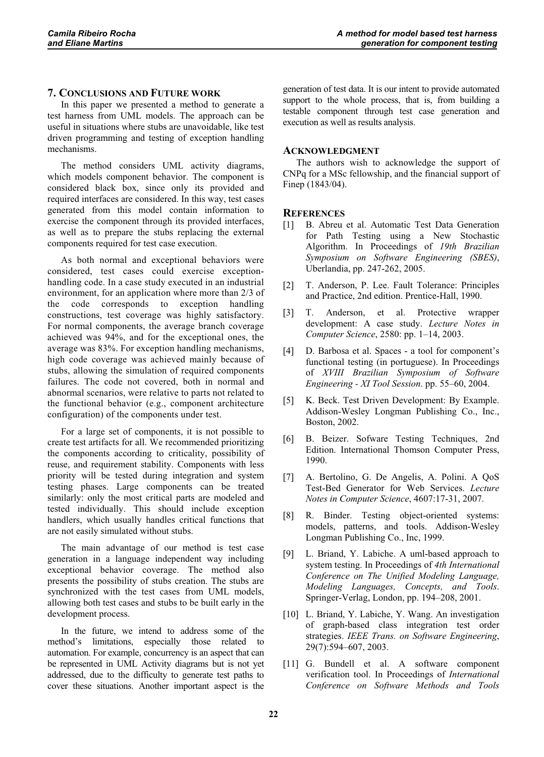## 7. Conclusions and Future Work

In this paper we presented a method to generate a test harness from UML models. The approach can be useful in situations where stubs are unavoidable, like test driven programming and testing of exception handling mechanisms.

The method considers UML activity diagrams, which models component behavior. The component is considered black box, since only its provided and required interfaces are considered. In this way, test cases generated from this model contain information to exercise the component through its provided interfaces, as well as to prepare the stubs replacing the external components required for test case execution.

As both normal and exceptional behaviors were considered, test cases could exercise exception-handling code. In a case study executed in an industrial environment, for an application where more than 2/3 of the code corresponds to exception handling constructions, test coverage was highly satisfactory. For normal components, the average branch coverage achieved was 94%, and for the exceptional ones, the average was 83%. For exception handling mechanisms, high code coverage was achieved mainly because of stubs, allowing the simulation of required components failures. The code not covered, both in normal and abnormal scenarios, were relative to parts not related to the functional behavior (e.g., component architecture configuration) of the components under test.

For a large set of components, it is not possible to create test artifacts for all. We recommended prioritizing the components according to criticality, possibility of reuse, and requirement stability. Components with less priority will be tested during integration and system testing phases. Large components can be treated similarly: only the most critical parts are modeled and tested individually. This should include exception handlers, which usually handles critical functions that are not easily simulated without stubs.

The main advantage of our method is test case generation in a language independent way including exceptional behavior coverage. The method also presents the possibility of stubs creation. The stubs are synchronized with the test cases from UML models, allowing both test cases and stubs to be built early in the development process.

In the future, we intend to address some of the method's limitations, especially those related to automation. For example, concurrency is an aspect that can be represented in UML Activity diagrams but is not yet addressed, due to the difficulty to generate test paths to cover these situations. Another important aspect is the generation of test data. It is our intent to provide automated support to the whole process, that is, from building a testable component through test case generation and execution as well as results analysis.

## Acknowledgment

The authors wish to acknowledge the support of CNPq for a MSc fellowship, and the financial support of Finep (1843/04).

## References

[1] B. Abreu et al. Automatic Test Data Generation for Path Testing using a New Stochastic Algorithm. In Proceedings of *19th Brazilian Symposium on Software Engineering (SBES)*, Uberlandia, pp. 247-262, 2005.

[2] T. Anderson, P. Lee. Fault Tolerance: Principles and Practice, 2nd edition. Prentice-Hall, 1990.

[3] T. Anderson, et al. Protective wrapper development: A case study. *Lecture Notes in Computer Science*, 2580: pp. 1–14, 2003.

[4] D. Barbosa et al. Spaces - a tool for component's functional testing (in portuguese). In Proceedings of *XVIII Brazilian Symposium of Software Engineering - XI Tool Session*. pp. 55–60, 2004.

[5] K. Beck. Test Driven Development: By Example. Addison-Wesley Longman Publishing Co., Inc., Boston, 2002.

[6] B. Beizer. Sofware Testing Techniques, 2nd Edition. International Thomson Computer Press, 1990.

[7] A. Bertolino, G. De Angelis, A. Polini. A QoS Test-Bed Generator for Web Services. *Lecture Notes in Computer Science*, 4607:17-31, 2007.

[8] R. Binder. Testing object-oriented systems: models, patterns, and tools. Addison-Wesley Longman Publishing Co., Inc, 1999.

[9] L. Briand, Y. Labiche. A uml-based approach to system testing. In Proceedings of *4th International Conference on The Unified Modeling Language, Modeling Languages, Concepts, and Tools*. Springer-Verlag, London, pp. 194–208, 2001.

[10] L. Briand, Y. Labiche, Y. Wang. An investigation of graph-based class integration test order strategies. *IEEE Trans. on Software Engineering*, 29(7):594–607, 2003.

[11] G. Bundell et al. A software component verification tool. In Proceedings of *International Conference on Software Methods and Tools*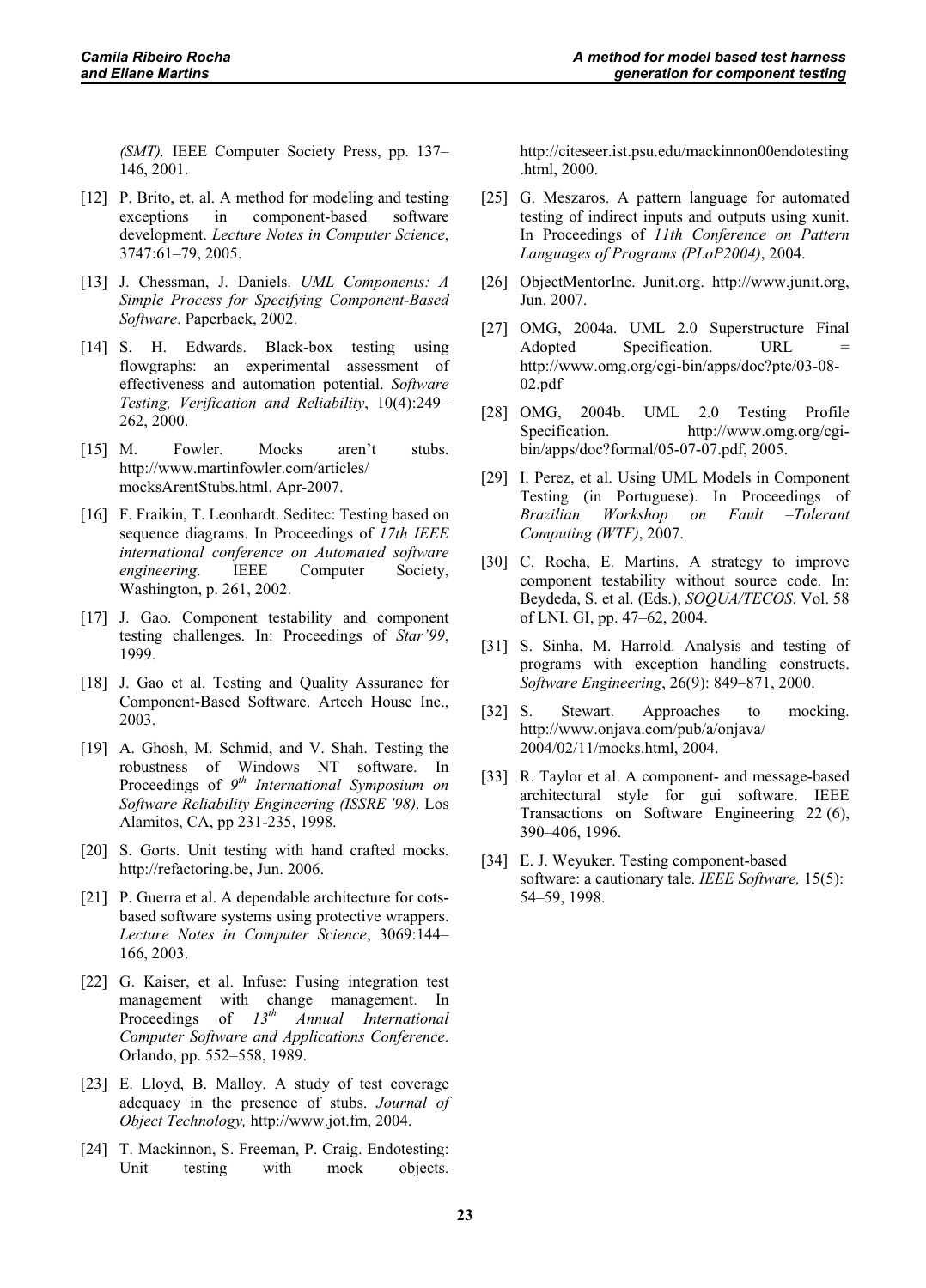*(SMT).* IEEE Computer Society Press, pp. 137–146, 2001.

[12] P. Brito, et. al. A method for modeling and testing exceptions in component-based software development. *Lecture Notes in Computer Science*, 3747:61–79, 2005.

[13] J. Chessman, J. Daniels. *UML Components: A Simple Process for Specifying Component-Based Software*. Paperback, 2002.

[14] S. H. Edwards. Black-box testing using flowgraphs: an experimental assessment of effectiveness and automation potential. *Software Testing, Verification and Reliability*, 10(4):249–262, 2000.

[15] M. Fowler. Mocks aren't stubs. http://www.martinfowler.com/articles/mocksArentStubs.html. Apr-2007.

[16] F. Fraikin, T. Leonhardt. Seditec: Testing based on sequence diagrams. In Proceedings of *17th IEEE international conference on Automated software engineering*. IEEE Computer Society, Washington, p. 261, 2002.

[17] J. Gao. Component testability and component testing challenges. In: Proceedings of *Star'99*, 1999.

[18] J. Gao et al. Testing and Quality Assurance for Component-Based Software. Artech House Inc., 2003.

[19] A. Ghosh, M. Schmid, and V. Shah. Testing the robustness of Windows NT software. In Proceedings of *9th International Symposium on Software Reliability Engineering (ISSRE '98)*. Los Alamitos, CA, pp 231-235, 1998.

[20] S. Gorts. Unit testing with hand crafted mocks. http://refactoring.be, Jun. 2006.

[21] P. Guerra et al. A dependable architecture for cots-based software systems using protective wrappers. *Lecture Notes in Computer Science*, 3069:144–166, 2003.

[22] G. Kaiser, et al. Infuse: Fusing integration test management with change management. In Proceedings of *13th Annual International Computer Software and Applications Conference*. Orlando, pp. 552–558, 1989.

[23] E. Lloyd, B. Malloy. A study of test coverage adequacy in the presence of stubs. *Journal of Object Technology,* http://www.jot.fm, 2004.

[24] T. Mackinnon, S. Freeman, P. Craig. Endotesting: Unit testing with mock objects. http://citeseer.ist.psu.edu/mackinnon00endotesting.html, 2000.

[25] G. Meszaros. A pattern language for automated testing of indirect inputs and outputs using xunit. In Proceedings of *11th Conference on Pattern Languages of Programs (PLoP2004)*, 2004.

[26] ObjectMentorInc. Junit.org. http://www.junit.org, Jun. 2007.

[27] OMG, 2004a. UML 2.0 Superstructure Final Adopted Specification. URL = http://www.omg.org/cgi-bin/apps/doc?ptc/03-08-02.pdf

[28] OMG, 2004b. UML 2.0 Testing Profile Specification. http://www.omg.org/cgi-bin/apps/doc?formal/05-07-07.pdf, 2005.

[29] I. Perez, et al. Using UML Models in Component Testing (in Portuguese). In Proceedings of *Brazilian Workshop on Fault –Tolerant Computing (WTF)*, 2007.

[30] C. Rocha, E. Martins. A strategy to improve component testability without source code. In: Beydeda, S. et al. (Eds.), *SOQUA/TECOS*. Vol. 58 of LNI. GI, pp. 47–62, 2004.

[31] S. Sinha, M. Harrold. Analysis and testing of programs with exception handling constructs. *Software Engineering*, 26(9): 849–871, 2000.

[32] S. Stewart. Approaches to mocking. http://www.onjava.com/pub/a/onjava/2004/02/11/mocks.html, 2004.

[33] R. Taylor et al. A component- and message-based architectural style for gui software. IEEE Transactions on Software Engineering 22 (6), 390–406, 1996.

[34] E. J. Weyuker. Testing component-based software: a cautionary tale. *IEEE Software,* 15(5): 54–59, 1998.